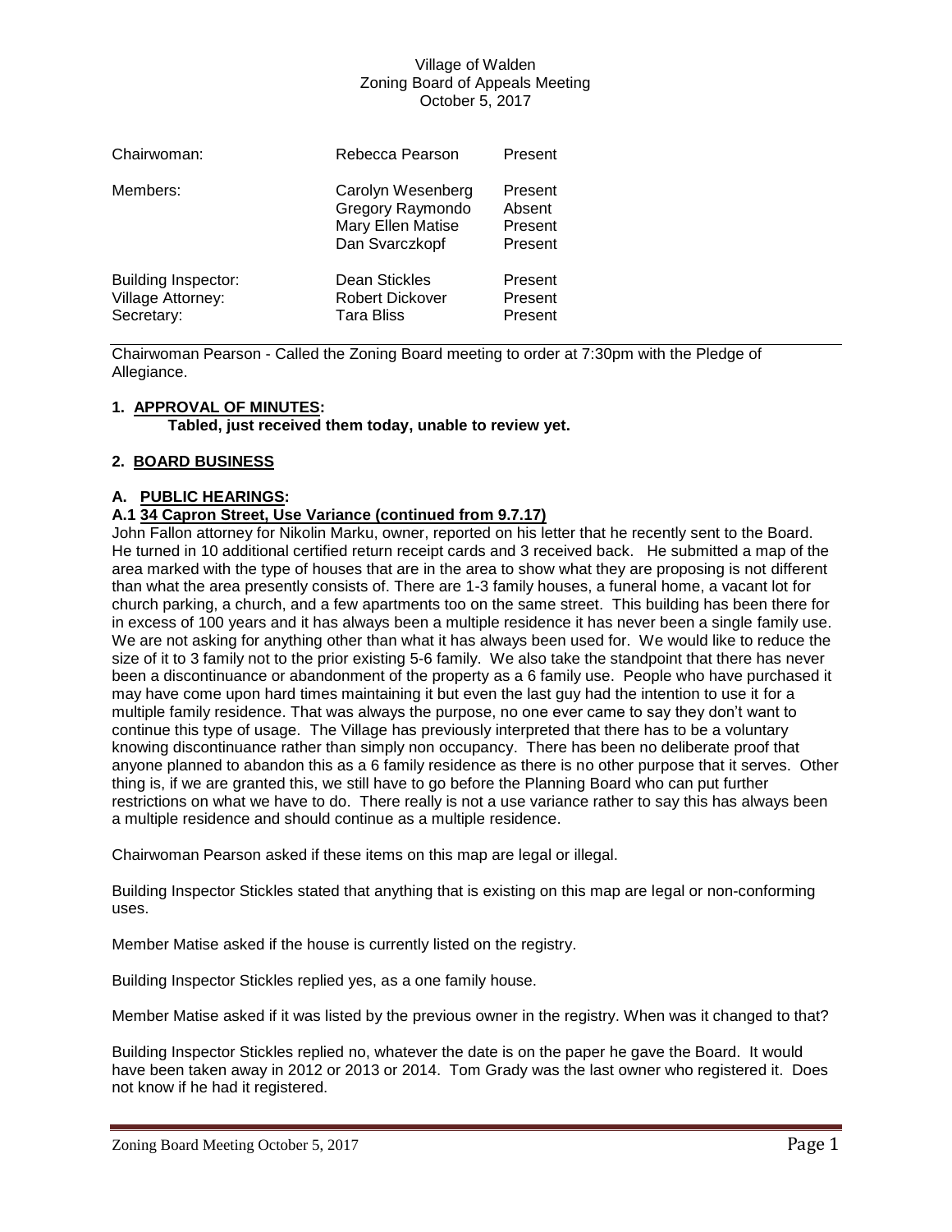Village of Walden
Zoning Board of Appeals Meeting
October 5, 2017

| | | |
|---|---|---|
| Chairwoman: | Rebecca Pearson | Present |
| Members: | Carolyn Wesenberg | Present |
| | Gregory Raymondo | Absent |
| | Mary Ellen Matise | Present |
| | Dan Svarczkopf | Present |
| Building Inspector: | Dean Stickles | Present |
| Village Attorney: | Robert Dickover | Present |
| Secretary: | Tara Bliss | Present |

Chairwoman Pearson - Called the Zoning Board meeting to order at 7:30pm with the Pledge of Allegiance.

## 1. APPROVAL OF MINUTES:

**Tabled, just received them today, unable to review yet.**

## 2. BOARD BUSINESS

### A. PUBLIC HEARINGS:

#### A.1 34 Capron Street, Use Variance (continued from 9.7.17)

John Fallon attorney for Nikolin Marku, owner, reported on his letter that he recently sent to the Board. He turned in 10 additional certified return receipt cards and 3 received back. He submitted a map of the area marked with the type of houses that are in the area to show what they are proposing is not different than what the area presently consists of. There are 1-3 family houses, a funeral home, a vacant lot for church parking, a church, and a few apartments too on the same street. This building has been there for in excess of 100 years and it has always been a multiple residence it has never been a single family use. We are not asking for anything other than what it has always been used for. We would like to reduce the size of it to 3 family not to the prior existing 5-6 family. We also take the standpoint that there has never been a discontinuance or abandonment of the property as a 6 family use. People who have purchased it may have come upon hard times maintaining it but even the last guy had the intention to use it for a multiple family residence. That was always the purpose, no one ever came to say they don't want to continue this type of usage. The Village has previously interpreted that there has to be a voluntary knowing discontinuance rather than simply non occupancy. There has been no deliberate proof that anyone planned to abandon this as a 6 family residence as there is no other purpose that it serves. Other thing is, if we are granted this, we still have to go before the Planning Board who can put further restrictions on what we have to do. There really is not a use variance rather to say this has always been a multiple residence and should continue as a multiple residence.

Chairwoman Pearson asked if these items on this map are legal or illegal.

Building Inspector Stickles stated that anything that is existing on this map are legal or non-conforming uses.

Member Matise asked if the house is currently listed on the registry.

Building Inspector Stickles replied yes, as a one family house.

Member Matise asked if it was listed by the previous owner in the registry. When was it changed to that?

Building Inspector Stickles replied no, whatever the date is on the paper he gave the Board. It would have been taken away in 2012 or 2013 or 2014. Tom Grady was the last owner who registered it. Does not know if he had it registered.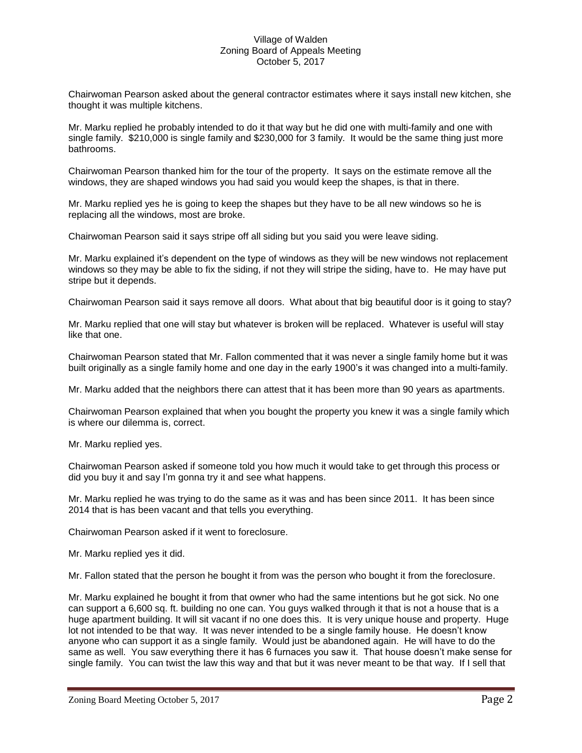Chairwoman Pearson asked about the general contractor estimates where it says install new kitchen, she thought it was multiple kitchens.

Mr. Marku replied he probably intended to do it that way but he did one with multi-family and one with single family. $210,000 is single family and $230,000 for 3 family. It would be the same thing just more bathrooms.

Chairwoman Pearson thanked him for the tour of the property. It says on the estimate remove all the windows, they are shaped windows you had said you would keep the shapes, is that in there.

Mr. Marku replied yes he is going to keep the shapes but they have to be all new windows so he is replacing all the windows, most are broke.

Chairwoman Pearson said it says stripe off all siding but you said you were leave siding.

Mr. Marku explained it's dependent on the type of windows as they will be new windows not replacement windows so they may be able to fix the siding, if not they will stripe the siding, have to. He may have put stripe but it depends.

Chairwoman Pearson said it says remove all doors. What about that big beautiful door is it going to stay?

Mr. Marku replied that one will stay but whatever is broken will be replaced. Whatever is useful will stay like that one.

Chairwoman Pearson stated that Mr. Fallon commented that it was never a single family home but it was built originally as a single family home and one day in the early 1900's it was changed into a multi-family.

Mr. Marku added that the neighbors there can attest that it has been more than 90 years as apartments.

Chairwoman Pearson explained that when you bought the property you knew it was a single family which is where our dilemma is, correct.

Mr. Marku replied yes.

Chairwoman Pearson asked if someone told you how much it would take to get through this process or did you buy it and say I'm gonna try it and see what happens.

Mr. Marku replied he was trying to do the same as it was and has been since 2011. It has been since 2014 that is has been vacant and that tells you everything.

Chairwoman Pearson asked if it went to foreclosure.

Mr. Marku replied yes it did.

Mr. Fallon stated that the person he bought it from was the person who bought it from the foreclosure.

Mr. Marku explained he bought it from that owner who had the same intentions but he got sick. No one can support a 6,600 sq. ft. building no one can. You guys walked through it that is not a house that is a huge apartment building. It will sit vacant if no one does this. It is very unique house and property. Huge lot not intended to be that way. It was never intended to be a single family house. He doesn't know anyone who can support it as a single family. Would just be abandoned again. He will have to do the same as well. You saw everything there it has 6 furnaces you saw it. That house doesn't make sense for single family. You can twist the law this way and that but it was never meant to be that way. If I sell that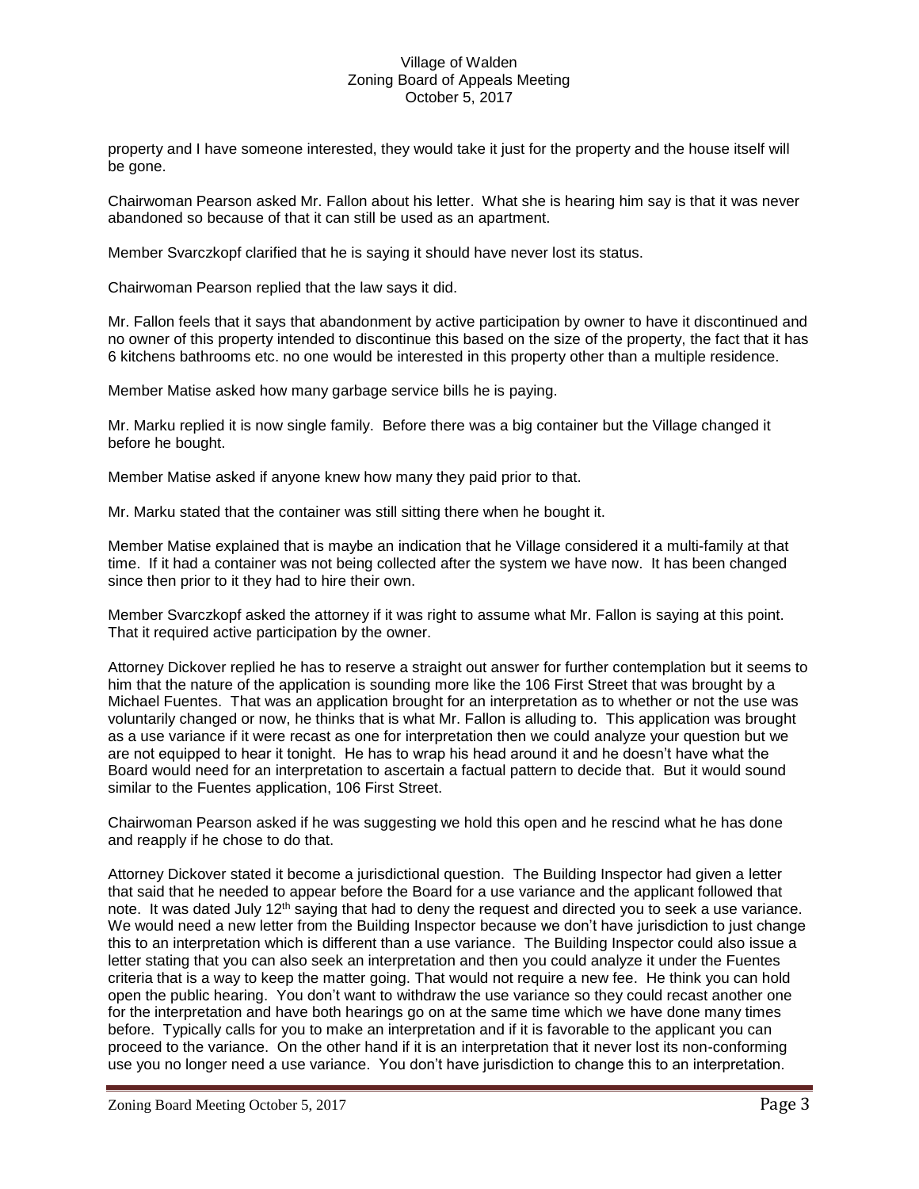property and I have someone interested, they would take it just for the property and the house itself will be gone.

Chairwoman Pearson asked Mr. Fallon about his letter. What she is hearing him say is that it was never abandoned so because of that it can still be used as an apartment.

Member Svarczkopf clarified that he is saying it should have never lost its status.

Chairwoman Pearson replied that the law says it did.

Mr. Fallon feels that it says that abandonment by active participation by owner to have it discontinued and no owner of this property intended to discontinue this based on the size of the property, the fact that it has 6 kitchens bathrooms etc. no one would be interested in this property other than a multiple residence.

Member Matise asked how many garbage service bills he is paying.

Mr. Marku replied it is now single family. Before there was a big container but the Village changed it before he bought.

Member Matise asked if anyone knew how many they paid prior to that.

Mr. Marku stated that the container was still sitting there when he bought it.

Member Matise explained that is maybe an indication that he Village considered it a multi-family at that time. If it had a container was not being collected after the system we have now. It has been changed since then prior to it they had to hire their own.

Member Svarczkopf asked the attorney if it was right to assume what Mr. Fallon is saying at this point. That it required active participation by the owner.

Attorney Dickover replied he has to reserve a straight out answer for further contemplation but it seems to him that the nature of the application is sounding more like the 106 First Street that was brought by a Michael Fuentes. That was an application brought for an interpretation as to whether or not the use was voluntarily changed or now, he thinks that is what Mr. Fallon is alluding to. This application was brought as a use variance if it were recast as one for interpretation then we could analyze your question but we are not equipped to hear it tonight. He has to wrap his head around it and he doesn't have what the Board would need for an interpretation to ascertain a factual pattern to decide that. But it would sound similar to the Fuentes application, 106 First Street.

Chairwoman Pearson asked if he was suggesting we hold this open and he rescind what he has done and reapply if he chose to do that.

Attorney Dickover stated it become a jurisdictional question. The Building Inspector had given a letter that said that he needed to appear before the Board for a use variance and the applicant followed that note. It was dated July 12th saying that had to deny the request and directed you to seek a use variance. We would need a new letter from the Building Inspector because we don't have jurisdiction to just change this to an interpretation which is different than a use variance. The Building Inspector could also issue a letter stating that you can also seek an interpretation and then you could analyze it under the Fuentes criteria that is a way to keep the matter going. That would not require a new fee. He think you can hold open the public hearing. You don't want to withdraw the use variance so they could recast another one for the interpretation and have both hearings go on at the same time which we have done many times before. Typically calls for you to make an interpretation and if it is favorable to the applicant you can proceed to the variance. On the other hand if it is an interpretation that it never lost its non-conforming use you no longer need a use variance. You don't have jurisdiction to change this to an interpretation.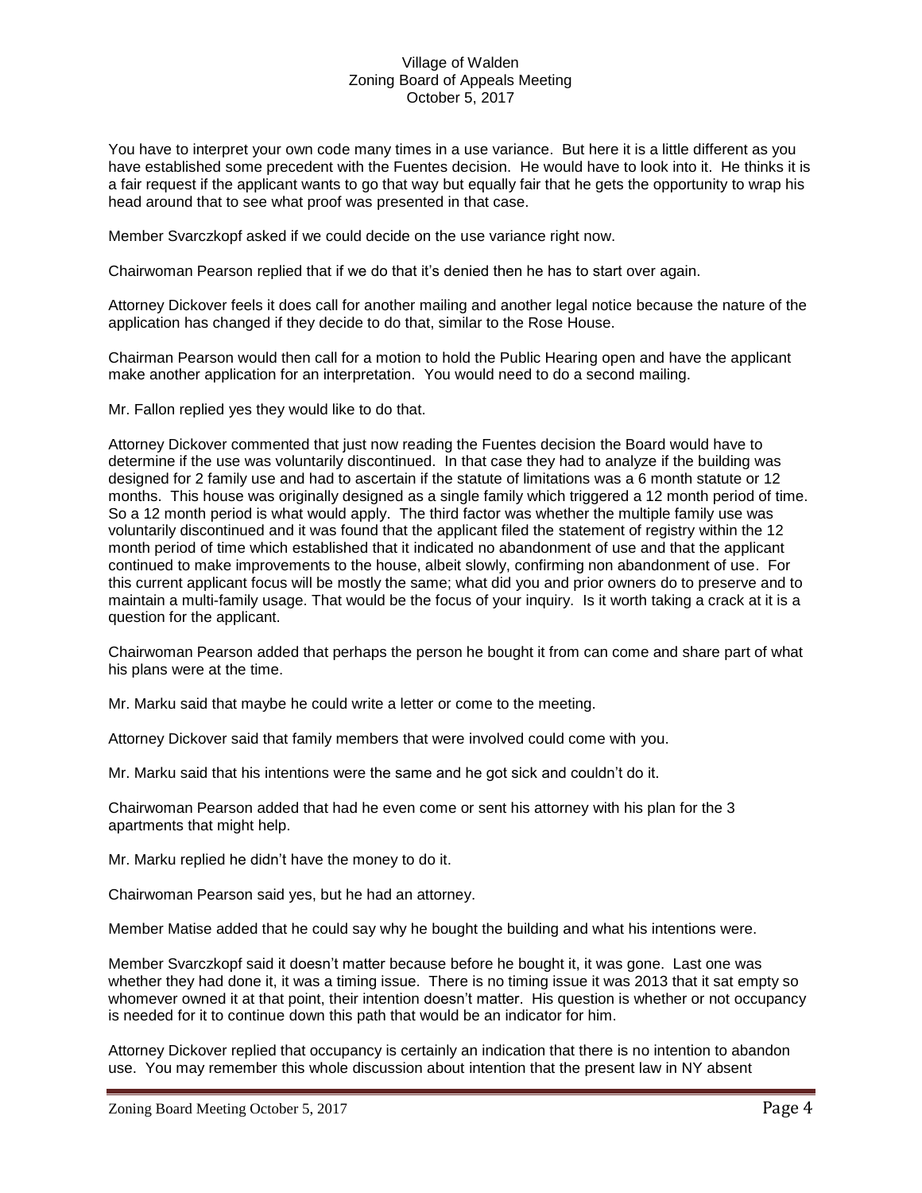You have to interpret your own code many times in a use variance. But here it is a little different as you have established some precedent with the Fuentes decision. He would have to look into it. He thinks it is a fair request if the applicant wants to go that way but equally fair that he gets the opportunity to wrap his head around that to see what proof was presented in that case.

Member Svarczkopf asked if we could decide on the use variance right now.

Chairwoman Pearson replied that if we do that it's denied then he has to start over again.

Attorney Dickover feels it does call for another mailing and another legal notice because the nature of the application has changed if they decide to do that, similar to the Rose House.

Chairman Pearson would then call for a motion to hold the Public Hearing open and have the applicant make another application for an interpretation. You would need to do a second mailing.

Mr. Fallon replied yes they would like to do that.

Attorney Dickover commented that just now reading the Fuentes decision the Board would have to determine if the use was voluntarily discontinued. In that case they had to analyze if the building was designed for 2 family use and had to ascertain if the statute of limitations was a 6 month statute or 12 months. This house was originally designed as a single family which triggered a 12 month period of time. So a 12 month period is what would apply. The third factor was whether the multiple family use was voluntarily discontinued and it was found that the applicant filed the statement of registry within the 12 month period of time which established that it indicated no abandonment of use and that the applicant continued to make improvements to the house, albeit slowly, confirming non abandonment of use. For this current applicant focus will be mostly the same; what did you and prior owners do to preserve and to maintain a multi-family usage. That would be the focus of your inquiry. Is it worth taking a crack at it is a question for the applicant.

Chairwoman Pearson added that perhaps the person he bought it from can come and share part of what his plans were at the time.

Mr. Marku said that maybe he could write a letter or come to the meeting.

Attorney Dickover said that family members that were involved could come with you.

Mr. Marku said that his intentions were the same and he got sick and couldn't do it.

Chairwoman Pearson added that had he even come or sent his attorney with his plan for the 3 apartments that might help.

Mr. Marku replied he didn't have the money to do it.

Chairwoman Pearson said yes, but he had an attorney.

Member Matise added that he could say why he bought the building and what his intentions were.

Member Svarczkopf said it doesn't matter because before he bought it, it was gone. Last one was whether they had done it, it was a timing issue. There is no timing issue it was 2013 that it sat empty so whomever owned it at that point, their intention doesn't matter. His question is whether or not occupancy is needed for it to continue down this path that would be an indicator for him.

Attorney Dickover replied that occupancy is certainly an indication that there is no intention to abandon use. You may remember this whole discussion about intention that the present law in NY absent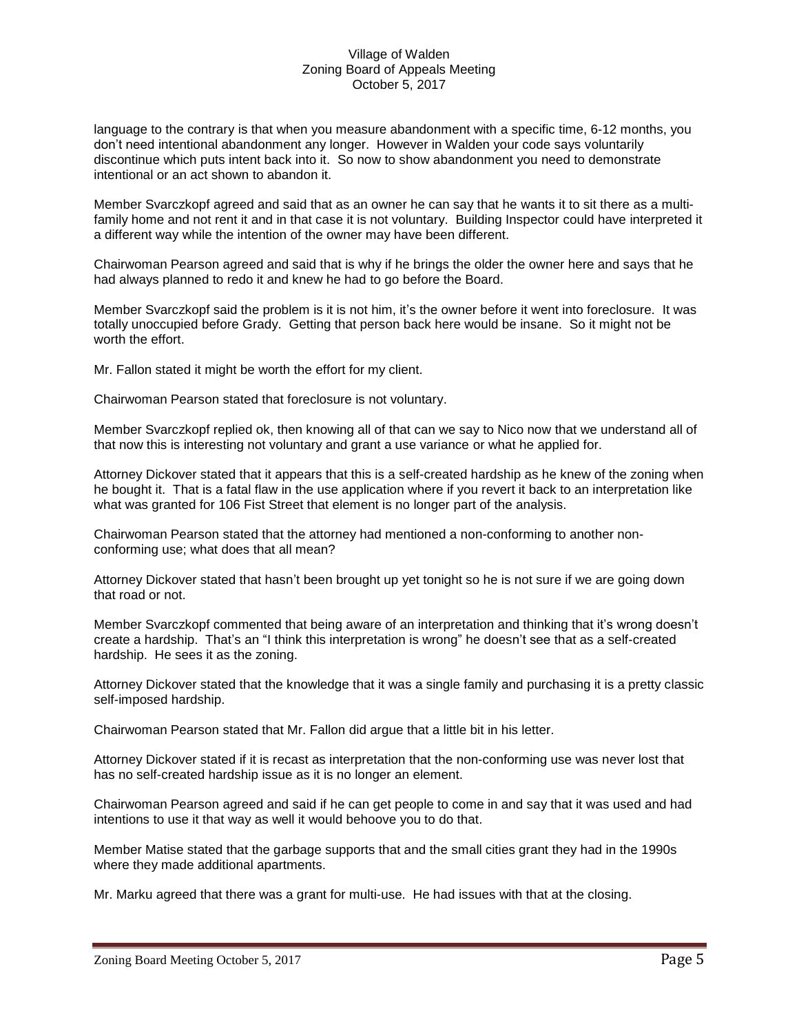language to the contrary is that when you measure abandonment with a specific time, 6-12 months, you don't need intentional abandonment any longer. However in Walden your code says voluntarily discontinue which puts intent back into it. So now to show abandonment you need to demonstrate intentional or an act shown to abandon it.

Member Svarczkopf agreed and said that as an owner he can say that he wants it to sit there as a multi-family home and not rent it and in that case it is not voluntary. Building Inspector could have interpreted it a different way while the intention of the owner may have been different.

Chairwoman Pearson agreed and said that is why if he brings the older the owner here and says that he had always planned to redo it and knew he had to go before the Board.

Member Svarczkopf said the problem is it is not him, it's the owner before it went into foreclosure. It was totally unoccupied before Grady. Getting that person back here would be insane. So it might not be worth the effort.

Mr. Fallon stated it might be worth the effort for my client.

Chairwoman Pearson stated that foreclosure is not voluntary.

Member Svarczkopf replied ok, then knowing all of that can we say to Nico now that we understand all of that now this is interesting not voluntary and grant a use variance or what he applied for.

Attorney Dickover stated that it appears that this is a self-created hardship as he knew of the zoning when he bought it. That is a fatal flaw in the use application where if you revert it back to an interpretation like what was granted for 106 Fist Street that element is no longer part of the analysis.

Chairwoman Pearson stated that the attorney had mentioned a non-conforming to another non-conforming use; what does that all mean?

Attorney Dickover stated that hasn't been brought up yet tonight so he is not sure if we are going down that road or not.

Member Svarczkopf commented that being aware of an interpretation and thinking that it's wrong doesn't create a hardship. That's an "I think this interpretation is wrong" he doesn't see that as a self-created hardship. He sees it as the zoning.

Attorney Dickover stated that the knowledge that it was a single family and purchasing it is a pretty classic self-imposed hardship.

Chairwoman Pearson stated that Mr. Fallon did argue that a little bit in his letter.

Attorney Dickover stated if it is recast as interpretation that the non-conforming use was never lost that has no self-created hardship issue as it is no longer an element.

Chairwoman Pearson agreed and said if he can get people to come in and say that it was used and had intentions to use it that way as well it would behoove you to do that.

Member Matise stated that the garbage supports that and the small cities grant they had in the 1990s where they made additional apartments.

Mr. Marku agreed that there was a grant for multi-use. He had issues with that at the closing.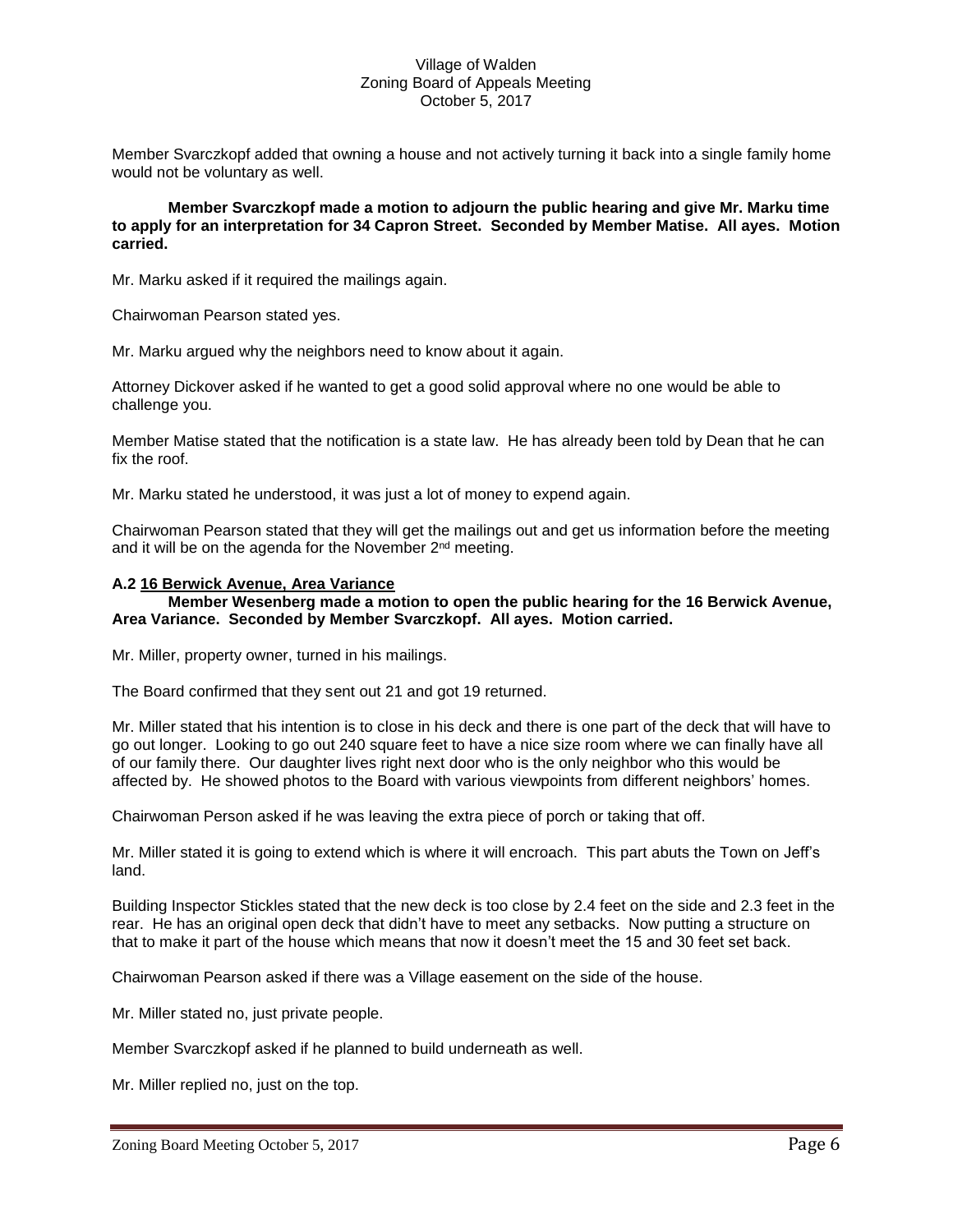Member Svarczkopf added that owning a house and not actively turning it back into a single family home would not be voluntary as well.

**Member Svarczkopf made a motion to adjourn the public hearing and give Mr. Marku time to apply for an interpretation for 34 Capron Street. Seconded by Member Matise. All ayes. Motion carried.**

Mr. Marku asked if it required the mailings again.

Chairwoman Pearson stated yes.

Mr. Marku argued why the neighbors need to know about it again.

Attorney Dickover asked if he wanted to get a good solid approval where no one would be able to challenge you.

Member Matise stated that the notification is a state law. He has already been told by Dean that he can fix the roof.

Mr. Marku stated he understood, it was just a lot of money to expend again.

Chairwoman Pearson stated that they will get the mailings out and get us information before the meeting and it will be on the agenda for the November 2nd meeting.

### A.2 16 Berwick Avenue, Area Variance

**Member Wesenberg made a motion to open the public hearing for the 16 Berwick Avenue, Area Variance. Seconded by Member Svarczkopf. All ayes. Motion carried.**

Mr. Miller, property owner, turned in his mailings.

The Board confirmed that they sent out 21 and got 19 returned.

Mr. Miller stated that his intention is to close in his deck and there is one part of the deck that will have to go out longer. Looking to go out 240 square feet to have a nice size room where we can finally have all of our family there. Our daughter lives right next door who is the only neighbor who this would be affected by. He showed photos to the Board with various viewpoints from different neighbors' homes.

Chairwoman Person asked if he was leaving the extra piece of porch or taking that off.

Mr. Miller stated it is going to extend which is where it will encroach. This part abuts the Town on Jeff's land.

Building Inspector Stickles stated that the new deck is too close by 2.4 feet on the side and 2.3 feet in the rear. He has an original open deck that didn't have to meet any setbacks. Now putting a structure on that to make it part of the house which means that now it doesn't meet the 15 and 30 feet set back.

Chairwoman Pearson asked if there was a Village easement on the side of the house.

Mr. Miller stated no, just private people.

Member Svarczkopf asked if he planned to build underneath as well.

Mr. Miller replied no, just on the top.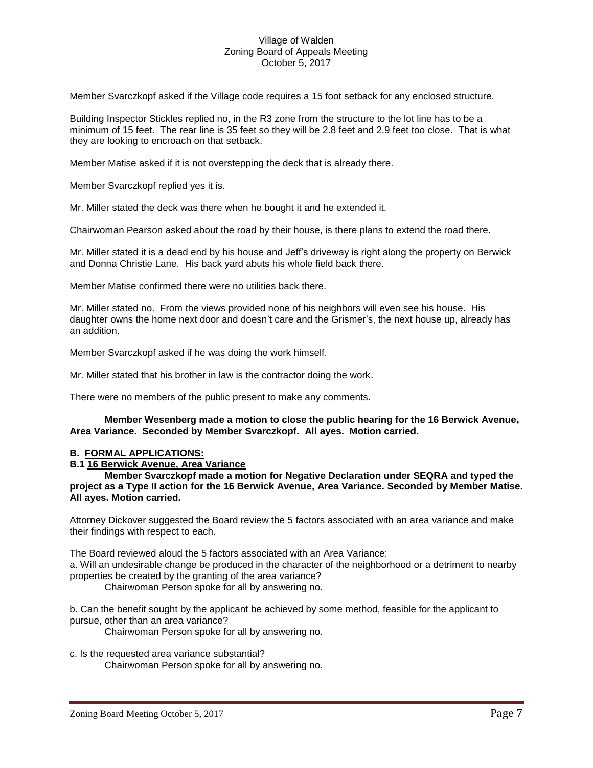Member Svarczkopf asked if the Village code requires a 15 foot setback for any enclosed structure.

Building Inspector Stickles replied no, in the R3 zone from the structure to the lot line has to be a minimum of 15 feet. The rear line is 35 feet so they will be 2.8 feet and 2.9 feet too close. That is what they are looking to encroach on that setback.

Member Matise asked if it is not overstepping the deck that is already there.

Member Svarczkopf replied yes it is.

Mr. Miller stated the deck was there when he bought it and he extended it.

Chairwoman Pearson asked about the road by their house, is there plans to extend the road there.

Mr. Miller stated it is a dead end by his house and Jeff's driveway is right along the property on Berwick and Donna Christie Lane. His back yard abuts his whole field back there.

Member Matise confirmed there were no utilities back there.

Mr. Miller stated no. From the views provided none of his neighbors will even see his house. His daughter owns the home next door and doesn't care and the Grismer's, the next house up, already has an addition.

Member Svarczkopf asked if he was doing the work himself.

Mr. Miller stated that his brother in law is the contractor doing the work.

There were no members of the public present to make any comments.

**Member Wesenberg made a motion to close the public hearing for the 16 Berwick Avenue, Area Variance. Seconded by Member Svarczkopf. All ayes. Motion carried.**

**B. <u>FORMAL APPLICATIONS:</u>**

**B.1 <u>16 Berwick Avenue, Area Variance</u>**

**Member Svarczkopf made a motion for Negative Declaration under SEQRA and typed the project as a Type II action for the 16 Berwick Avenue, Area Variance. Seconded by Member Matise. All ayes. Motion carried.**

Attorney Dickover suggested the Board review the 5 factors associated with an area variance and make their findings with respect to each.

The Board reviewed aloud the 5 factors associated with an Area Variance:

a. Will an undesirable change be produced in the character of the neighborhood or a detriment to nearby properties be created by the granting of the area variance?

Chairwoman Person spoke for all by answering no.

b. Can the benefit sought by the applicant be achieved by some method, feasible for the applicant to pursue, other than an area variance?

Chairwoman Person spoke for all by answering no.

c. Is the requested area variance substantial?

Chairwoman Person spoke for all by answering no.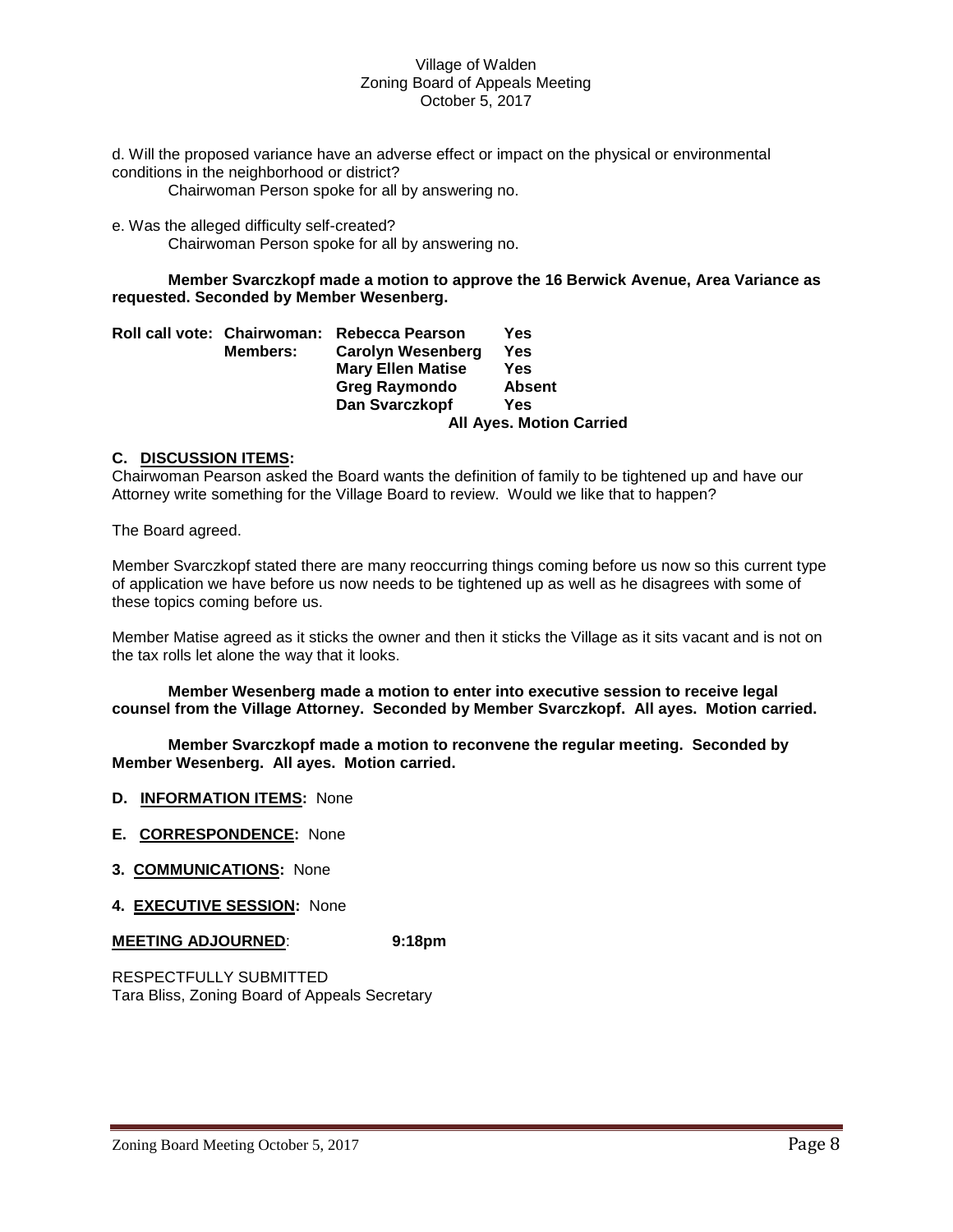d. Will the proposed variance have an adverse effect or impact on the physical or environmental conditions in the neighborhood or district?

Chairwoman Person spoke for all by answering no.

e. Was the alleged difficulty self-created?

Chairwoman Person spoke for all by answering no.

**Member Svarczkopf made a motion to approve the 16 Berwick Avenue, Area Variance as requested. Seconded by Member Wesenberg.**

| | | | |
|---|---|---|---|
| **Roll call vote:** | **Chairwoman:** | **Rebecca Pearson** | **Yes** |
| | **Members:** | **Carolyn Wesenberg** | **Yes** |
| | | **Mary Ellen Matise** | **Yes** |
| | | **Greg Raymondo** | **Absent** |
| | | **Dan Svarczkopf** | **Yes** |
| | | | **All Ayes. Motion Carried** |

**C. DISCUSSION ITEMS:**

Chairwoman Pearson asked the Board wants the definition of family to be tightened up and have our Attorney write something for the Village Board to review. Would we like that to happen?

The Board agreed.

Member Svarczkopf stated there are many reoccurring things coming before us now so this current type of application we have before us now needs to be tightened up as well as he disagrees with some of these topics coming before us.

Member Matise agreed as it sticks the owner and then it sticks the Village as it sits vacant and is not on the tax rolls let alone the way that it looks.

**Member Wesenberg made a motion to enter into executive session to receive legal counsel from the Village Attorney. Seconded by Member Svarczkopf. All ayes. Motion carried.**

**Member Svarczkopf made a motion to reconvene the regular meeting. Seconded by Member Wesenberg. All ayes. Motion carried.**

**D. INFORMATION ITEMS:** None

**E. CORRESPONDENCE:** None

**3. COMMUNICATIONS:** None

**4. EXECUTIVE SESSION:** None

**MEETING ADJOURNED**: **9:18pm**

RESPECTFULLY SUBMITTED
Tara Bliss, Zoning Board of Appeals Secretary